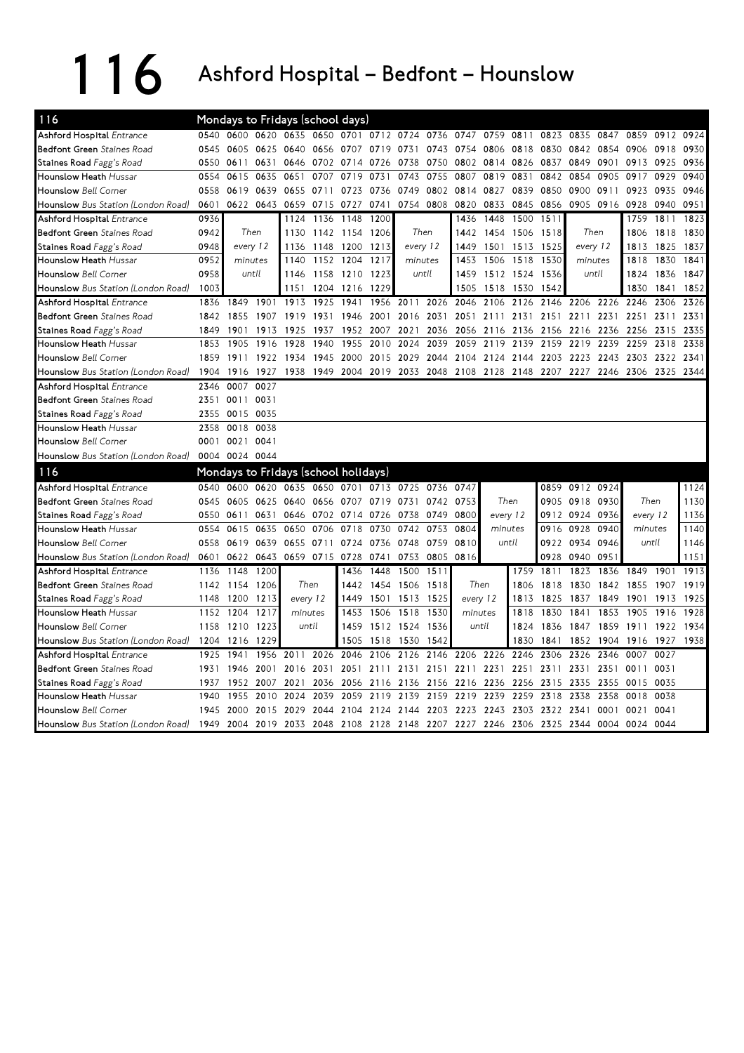# 116 Ashford Hospital – Bedfont – Hounslow

## 116 Mondays to Fridays (school days)

| Stop | | | | | | | | | | | | | | | | | | |
|---|---|---|---|---|---|---|---|---|---|---|---|---|---|---|---|---|---|---|
| **Ashford Hospital** *Entrance* | 0540 | 0600 | 0620 | 0635 | 0650 | 0701 | 0712 | 0724 | 0736 | 0747 | 0759 | 0811 | 0823 | 0835 | 0847 | 0859 | 0912 | 0924 |
| **Bedfont Green** *Staines Road* | 0545 | 0605 | 0625 | 0640 | 0656 | 0707 | 0719 | 0731 | 0743 | 0754 | 0806 | 0818 | 0830 | 0842 | 0854 | 0906 | 0918 | 0930 |
| **Staines Road** *Fagg's Road* | 0550 | 0611 | 0631 | 0646 | 0702 | 0714 | 0726 | 0738 | 0750 | 0802 | 0814 | 0826 | 0837 | 0849 | 0901 | 0913 | 0925 | 0936 |
| **Hounslow Heath** *Hussar* | 0554 | 0615 | 0635 | 0651 | 0707 | 0719 | 0731 | 0743 | 0755 | 0807 | 0819 | 0831 | 0842 | 0854 | 0905 | 0917 | 0929 | 0940 |
| **Hounslow** *Bell Corner* | 0558 | 0619 | 0639 | 0655 | 0711 | 0723 | 0736 | 0749 | 0802 | 0814 | 0827 | 0839 | 0850 | 0900 | 0911 | 0923 | 0935 | 0946 |
| **Hounslow** *Bus Station (London Road)* | 0601 | 0622 | 0643 | 0659 | 0715 | 0727 | 0741 | 0754 | 0808 | 0820 | 0833 | 0845 | 0856 | 0905 | 0916 | 0928 | 0940 | 0951 |

| Stop | | | | | | | | | | | | | | | | | | |
|---|---|---|---|---|---|---|---|---|---|---|---|---|---|---|---|---|---|---|
| **Ashford Hospital** *Entrance* | 0936 | | 1124 | 1136 | 1148 | 1200 | | 1436 | 1448 | 1500 | 1511 | | 1759 | 1811 | 1823 |
| **Bedfont Green** *Staines Road* | 0942 | Then | 1130 | 1142 | 1154 | 1206 | Then | 1442 | 1454 | 1506 | 1518 | Then | 1806 | 1818 | 1830 |
| **Staines Road** *Fagg's Road* | 0948 | every 12 | 1136 | 1148 | 1200 | 1213 | every 12 | 1449 | 1501 | 1513 | 1525 | every 12 | 1813 | 1825 | 1837 |
| **Hounslow Heath** *Hussar* | 0952 | minutes | 1140 | 1152 | 1204 | 1217 | minutes | 1453 | 1506 | 1518 | 1530 | minutes | 1818 | 1830 | 1841 |
| **Hounslow** *Bell Corner* | 0958 | until | 1146 | 1158 | 1210 | 1223 | until | 1459 | 1512 | 1524 | 1536 | until | 1824 | 1836 | 1847 |
| **Hounslow** *Bus Station (London Road)* | 1003 | | 1151 | 1204 | 1216 | 1229 | | 1505 | 1518 | 1530 | 1542 | | 1830 | 1841 | 1852 |

| Stop | | | | | | | | | | | | | | | | | | |
|---|---|---|---|---|---|---|---|---|---|---|---|---|---|---|---|---|---|---|
| **Ashford Hospital** *Entrance* | 1836 | 1849 | 1901 | 1913 | 1925 | 1941 | 1956 | 2011 | 2026 | 2046 | 2106 | 2126 | 2146 | 2206 | 2226 | 2246 | 2306 | 2326 |
| **Bedfont Green** *Staines Road* | 1842 | 1855 | 1907 | 1919 | 1931 | 1946 | 2001 | 2016 | 2031 | 2051 | 2111 | 2131 | 2151 | 2211 | 2231 | 2251 | 2311 | 2331 |
| **Staines Road** *Fagg's Road* | 1849 | 1901 | 1913 | 1925 | 1937 | 1952 | 2007 | 2021 | 2036 | 2056 | 2116 | 2136 | 2156 | 2216 | 2236 | 2256 | 2315 | 2335 |
| **Hounslow Heath** *Hussar* | 1853 | 1905 | 1916 | 1928 | 1940 | 1955 | 2010 | 2024 | 2039 | 2059 | 2119 | 2139 | 2159 | 2219 | 2239 | 2259 | 2318 | 2338 |
| **Hounslow** *Bell Corner* | 1859 | 1911 | 1922 | 1934 | 1945 | 2000 | 2015 | 2029 | 2044 | 2104 | 2124 | 2144 | 2203 | 2223 | 2243 | 2303 | 2322 | 2341 |
| **Hounslow** *Bus Station (London Road)* | 1904 | 1916 | 1927 | 1938 | 1949 | 2004 | 2019 | 2033 | 2048 | 2108 | 2128 | 2148 | 2207 | 2227 | 2246 | 2306 | 2325 | 2344 |

| Stop | | | |
|---|---|---|---|
| **Ashford Hospital** *Entrance* | 2346 | 0007 | 0027 |
| **Bedfont Green** *Staines Road* | 2351 | 0011 | 0031 |
| **Staines Road** *Fagg's Road* | 2355 | 0015 | 0035 |
| **Hounslow Heath** *Hussar* | 2358 | 0018 | 0038 |
| **Hounslow** *Bell Corner* | 0001 | 0021 | 0041 |
| **Hounslow** *Bus Station (London Road)* | 0004 | 0024 | 0044 |

## 116 Mondays to Fridays (school holidays)

| Stop | | | | | | | | | | | | | | | | | |
|---|---|---|---|---|---|---|---|---|---|---|---|---|---|---|---|---|---|
| **Ashford Hospital** *Entrance* | 0540 | 0600 | 0620 | 0635 | 0650 | 0701 | 0713 | 0725 | 0736 | 0747 | | 0859 | 0912 | 0924 | | 1124 |
| **Bedfont Green** *Staines Road* | 0545 | 0605 | 0625 | 0640 | 0656 | 0707 | 0719 | 0731 | 0742 | 0753 | Then | 0905 | 0918 | 0930 | Then | 1130 |
| **Staines Road** *Fagg's Road* | 0550 | 0611 | 0631 | 0646 | 0702 | 0714 | 0726 | 0738 | 0749 | 0800 | every 12 | 0912 | 0924 | 0936 | every 12 | 1136 |
| **Hounslow Heath** *Hussar* | 0554 | 0615 | 0635 | 0650 | 0706 | 0718 | 0730 | 0742 | 0753 | 0804 | minutes | 0916 | 0928 | 0940 | minutes | 1140 |
| **Hounslow** *Bell Corner* | 0558 | 0619 | 0639 | 0655 | 0711 | 0724 | 0736 | 0748 | 0759 | 0810 | until | 0922 | 0934 | 0946 | until | 1146 |
| **Hounslow** *Bus Station (London Road)* | 0601 | 0622 | 0643 | 0659 | 0715 | 0728 | 0741 | 0753 | 0805 | 0816 | | 0928 | 0940 | 0951 | | 1151 |

| Stop | | | | | | | | | | | | | | | | | |
|---|---|---|---|---|---|---|---|---|---|---|---|---|---|---|---|---|---|
| **Ashford Hospital** *Entrance* | 1136 | 1148 | 1200 | | 1436 | 1448 | 1500 | 1511 | | 1759 | 1811 | 1823 | 1836 | 1849 | 1901 | 1913 |
| **Bedfont Green** *Staines Road* | 1142 | 1154 | 1206 | Then | 1442 | 1454 | 1506 | 1518 | Then | 1806 | 1818 | 1830 | 1842 | 1855 | 1907 | 1919 |
| **Staines Road** *Fagg's Road* | 1148 | 1200 | 1213 | every 12 | 1449 | 1501 | 1513 | 1525 | every 12 | 1813 | 1825 | 1837 | 1849 | 1901 | 1913 | 1925 |
| **Hounslow Heath** *Hussar* | 1152 | 1204 | 1217 | minutes | 1453 | 1506 | 1518 | 1530 | minutes | 1818 | 1830 | 1841 | 1853 | 1905 | 1916 | 1928 |
| **Hounslow** *Bell Corner* | 1158 | 1210 | 1223 | until | 1459 | 1512 | 1524 | 1536 | until | 1824 | 1836 | 1847 | 1859 | 1911 | 1922 | 1934 |
| **Hounslow** *Bus Station (London Road)* | 1204 | 1216 | 1229 | | 1505 | 1518 | 1530 | 1542 | | 1830 | 1841 | 1852 | 1904 | 1916 | 1927 | 1938 |

| Stop | | | | | | | | | | | | | | | | | |
|---|---|---|---|---|---|---|---|---|---|---|---|---|---|---|---|---|---|
| **Ashford Hospital** *Entrance* | 1925 | 1941 | 1956 | 2011 | 2026 | 2046 | 2106 | 2126 | 2146 | 2206 | 2226 | 2246 | 2306 | 2326 | 2346 | 0007 | 0027 |
| **Bedfont Green** *Staines Road* | 1931 | 1946 | 2001 | 2016 | 2031 | 2051 | 2111 | 2131 | 2151 | 2211 | 2231 | 2251 | 2311 | 2331 | 2351 | 0011 | 0031 |
| **Staines Road** *Fagg's Road* | 1937 | 1952 | 2007 | 2021 | 2036 | 2056 | 2116 | 2136 | 2156 | 2216 | 2236 | 2256 | 2315 | 2335 | 2355 | 0015 | 0035 |
| **Hounslow Heath** *Hussar* | 1940 | 1955 | 2010 | 2024 | 2039 | 2059 | 2119 | 2139 | 2159 | 2219 | 2239 | 2259 | 2318 | 2338 | 2358 | 0018 | 0038 |
| **Hounslow** *Bell Corner* | 1945 | 2000 | 2015 | 2029 | 2044 | 2104 | 2124 | 2144 | 2203 | 2223 | 2243 | 2303 | 2322 | 2341 | 0001 | 0021 | 0041 |
| **Hounslow** *Bus Station (London Road)* | 1949 | 2004 | 2019 | 2033 | 2048 | 2108 | 2128 | 2148 | 2207 | 2227 | 2246 | 2306 | 2325 | 2344 | 0004 | 0024 | 0044 |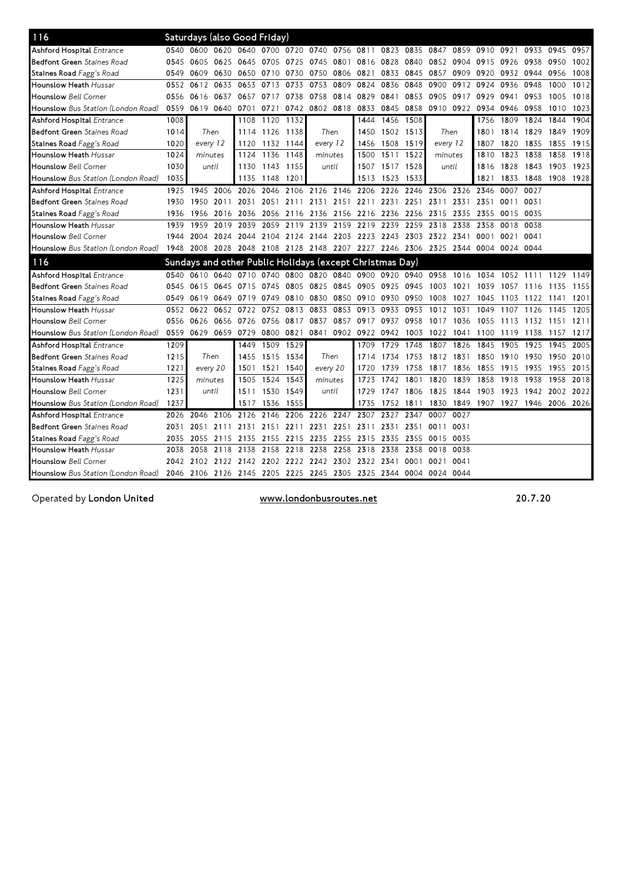## 116 Saturdays (also Good Friday)

| Stop | | | | | | | | | | | | | | | | | | |
|---|---|---|---|---|---|---|---|---|---|---|---|---|---|---|---|---|---|---|
| **Ashford Hospital** *Entrance* | 0540 | 0600 | 0620 | 0640 | 0700 | 0720 | 0740 | 0756 | 0811 | 0823 | 0835 | 0847 | 0859 | 0910 | 0921 | 0933 | 0945 | 0957 |
| **Bedfont Green** *Staines Road* | 0545 | 0605 | 0625 | 0645 | 0705 | 0725 | 0745 | 0801 | 0816 | 0828 | 0840 | 0852 | 0904 | 0915 | 0926 | 0938 | 0950 | 1002 |
| **Staines Road** *Fagg's Road* | 0549 | 0609 | 0630 | 0650 | 0710 | 0730 | 0750 | 0806 | 0821 | 0833 | 0845 | 0857 | 0909 | 0920 | 0932 | 0944 | 0956 | 1008 |
| **Hounslow Heath** *Hussar* | 0552 | 0612 | 0633 | 0653 | 0713 | 0733 | 0753 | 0809 | 0824 | 0836 | 0848 | 0900 | 0912 | 0924 | 0936 | 0948 | 1000 | 1012 |
| **Hounslow** *Bell Corner* | 0556 | 0616 | 0637 | 0657 | 0717 | 0738 | 0758 | 0814 | 0829 | 0841 | 0853 | 0905 | 0917 | 0929 | 0941 | 0953 | 1005 | 1018 |
| **Hounslow** *Bus Station (London Road)* | 0559 | 0619 | 0640 | 0701 | 0721 | 0742 | 0802 | 0818 | 0833 | 0845 | 0858 | 0910 | 0922 | 0934 | 0946 | 0958 | 1010 | 1023 |

| Stop | | | | | | | | | | | | | | | | |
|---|---|---|---|---|---|---|---|---|---|---|---|---|---|---|---|---|
| **Ashford Hospital** *Entrance* | 1008 | Then every 12 minutes until | 1108 | 1120 | 1132 | Then every 12 minutes until | 1444 | 1456 | 1508 | Then every 12 minutes until | 1756 | 1809 | 1824 | 1844 | 1904 |
| **Bedfont Green** *Staines Road* | 1014 | | 1114 | 1126 | 1138 | | 1450 | 1502 | 1513 | | 1801 | 1814 | 1829 | 1849 | 1909 |
| **Staines Road** *Fagg's Road* | 1020 | | 1120 | 1132 | 1144 | | 1456 | 1508 | 1519 | | 1807 | 1820 | 1835 | 1855 | 1915 |
| **Hounslow Heath** *Hussar* | 1024 | | 1124 | 1136 | 1148 | | 1500 | 1511 | 1522 | | 1810 | 1823 | 1838 | 1858 | 1918 |
| **Hounslow** *Bell Corner* | 1030 | | 1130 | 1143 | 1155 | | 1507 | 1517 | 1528 | | 1816 | 1828 | 1843 | 1903 | 1923 |
| **Hounslow** *Bus Station (London Road)* | 1035 | | 1135 | 1148 | 1201 | | 1513 | 1523 | 1533 | | 1821 | 1833 | 1848 | 1908 | 1928 |

| Stop | | | | | | | | | | | | | | | | |
|---|---|---|---|---|---|---|---|---|---|---|---|---|---|---|---|---|
| **Ashford Hospital** *Entrance* | 1925 | 1945 | 2006 | 2026 | 2046 | 2106 | 2126 | 2146 | 2206 | 2226 | 2246 | 2306 | 2326 | 2346 | 0007 | 0027 |
| **Bedfont Green** *Staines Road* | 1930 | 1950 | 2011 | 2031 | 2051 | 2111 | 2131 | 2151 | 2211 | 2231 | 2251 | 2311 | 2331 | 2351 | 0011 | 0031 |
| **Staines Road** *Fagg's Road* | 1936 | 1956 | 2016 | 2036 | 2056 | 2116 | 2136 | 2156 | 2216 | 2236 | 2256 | 2315 | 2335 | 2355 | 0015 | 0035 |
| **Hounslow Heath** *Hussar* | 1939 | 1959 | 2019 | 2039 | 2059 | 2119 | 2139 | 2159 | 2219 | 2239 | 2259 | 2318 | 2338 | 2358 | 0018 | 0038 |
| **Hounslow** *Bell Corner* | 1944 | 2004 | 2024 | 2044 | 2104 | 2124 | 2144 | 2203 | 2223 | 2243 | 2303 | 2322 | 2341 | 0001 | 0021 | 0041 |
| **Hounslow** *Bus Station (London Road)* | 1948 | 2008 | 2028 | 2048 | 2108 | 2128 | 2148 | 2207 | 2227 | 2246 | 2306 | 2325 | 2344 | 0004 | 0024 | 0044 |

## 116 Sundays and other Public Holidays (except Christmas Day)

| Stop | | | | | | | | | | | | | | | | | | |
|---|---|---|---|---|---|---|---|---|---|---|---|---|---|---|---|---|---|---|
| **Ashford Hospital** *Entrance* | 0540 | 0610 | 0640 | 0710 | 0740 | 0800 | 0820 | 0840 | 0900 | 0920 | 0940 | 0958 | 1016 | 1034 | 1052 | 1111 | 1129 | 1149 |
| **Bedfont Green** *Staines Road* | 0545 | 0615 | 0645 | 0715 | 0745 | 0805 | 0825 | 0845 | 0905 | 0925 | 0945 | 1003 | 1021 | 1039 | 1057 | 1116 | 1135 | 1155 |
| **Staines Road** *Fagg's Road* | 0549 | 0619 | 0649 | 0719 | 0749 | 0810 | 0830 | 0850 | 0910 | 0930 | 0950 | 1008 | 1027 | 1045 | 1103 | 1122 | 1141 | 1201 |
| **Hounslow Heath** *Hussar* | 0552 | 0622 | 0652 | 0722 | 0752 | 0813 | 0833 | 0853 | 0913 | 0933 | 0953 | 1012 | 1031 | 1049 | 1107 | 1126 | 1145 | 1205 |
| **Hounslow** *Bell Corner* | 0556 | 0626 | 0656 | 0726 | 0756 | 0817 | 0837 | 0857 | 0917 | 0937 | 0958 | 1017 | 1036 | 1055 | 1113 | 1132 | 1151 | 1211 |
| **Hounslow** *Bus Station (London Road)* | 0559 | 0629 | 0659 | 0729 | 0800 | 0821 | 0841 | 0902 | 0922 | 0942 | 1003 | 1022 | 1041 | 1100 | 1119 | 1138 | 1157 | 1217 |

| Stop | | | | | | | | | | | | | | | | |
|---|---|---|---|---|---|---|---|---|---|---|---|---|---|---|---|---|
| **Ashford Hospital** *Entrance* | 1209 | Then every 20 minutes until | 1449 | 1509 | 1529 | Then every 20 minutes until | 1709 | 1729 | 1748 | 1807 | 1826 | 1845 | 1905 | 1925 | 1945 | 2005 |
| **Bedfont Green** *Staines Road* | 1215 | | 1455 | 1515 | 1534 | | 1714 | 1734 | 1753 | 1812 | 1831 | 1850 | 1910 | 1930 | 1950 | 2010 |
| **Staines Road** *Fagg's Road* | 1221 | | 1501 | 1521 | 1540 | | 1720 | 1739 | 1758 | 1817 | 1836 | 1855 | 1915 | 1935 | 1955 | 2015 |
| **Hounslow Heath** *Hussar* | 1225 | | 1505 | 1524 | 1543 | | 1723 | 1742 | 1801 | 1820 | 1839 | 1858 | 1918 | 1938 | 1958 | 2018 |
| **Hounslow** *Bell Corner* | 1231 | | 1511 | 1530 | 1549 | | 1729 | 1747 | 1806 | 1825 | 1844 | 1903 | 1923 | 1942 | 2002 | 2022 |
| **Hounslow** *Bus Station (London Road)* | 1237 | | 1517 | 1536 | 1555 | | 1735 | 1752 | 1811 | 1830 | 1849 | 1907 | 1927 | 1946 | 2006 | 2026 |

| Stop | | | | | | | | | | | | | |
|---|---|---|---|---|---|---|---|---|---|---|---|---|---|
| **Ashford Hospital** *Entrance* | 2026 | 2046 | 2106 | 2126 | 2146 | 2206 | 2226 | 2247 | 2307 | 2327 | 2347 | 0007 | 0027 |
| **Bedfont Green** *Staines Road* | 2031 | 2051 | 2111 | 2131 | 2151 | 2211 | 2231 | 2251 | 2311 | 2331 | 2351 | 0011 | 0031 |
| **Staines Road** *Fagg's Road* | 2035 | 2055 | 2115 | 2135 | 2155 | 2215 | 2235 | 2255 | 2315 | 2335 | 2355 | 0015 | 0035 |
| **Hounslow Heath** *Hussar* | 2038 | 2058 | 2118 | 2138 | 2158 | 2218 | 2238 | 2258 | 2318 | 2338 | 2358 | 0018 | 0038 |
| **Hounslow** *Bell Corner* | 2042 | 2102 | 2122 | 2142 | 2202 | 2222 | 2242 | 2302 | 2322 | 2341 | 0001 | 0021 | 0041 |
| **Hounslow** *Bus Station (London Road)* | 2046 | 2106 | 2126 | 2145 | 2205 | 2225 | 2245 | 2305 | 2325 | 2344 | 0004 | 0024 | 0044 |

Operated by **London United** www.londonbusroutes.net 20.7.20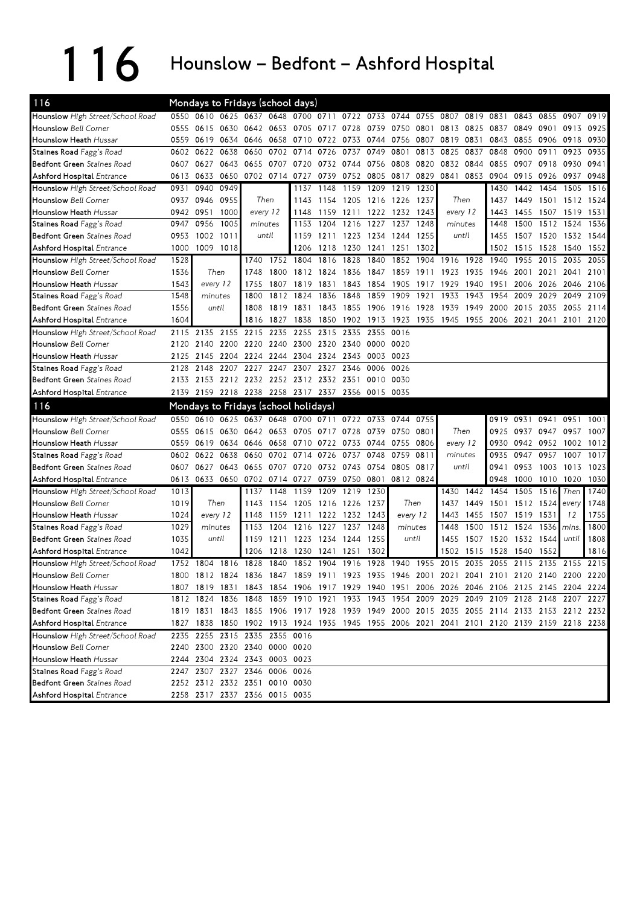# 116 Hounslow – Bedfont – Ashford Hospital

## Mondays to Fridays (school days)

| 116 | | | | | | | | | | | | | | | | | | |
|---|---|---|---|---|---|---|---|---|---|---|---|---|---|---|---|---|---|---|
| Hounslow High Street/School Road | 0550 | 0610 | 0625 | 0637 | 0648 | 0700 | 0711 | 0722 | 0733 | 0744 | 0755 | 0807 | 0819 | 0831 | 0843 | 0855 | 0907 | 0919 |
| Hounslow Bell Corner | 0555 | 0615 | 0630 | 0642 | 0653 | 0705 | 0717 | 0728 | 0739 | 0750 | 0801 | 0813 | 0825 | 0837 | 0849 | 0901 | 0913 | 0925 |
| Hounslow Heath Hussar | 0559 | 0619 | 0634 | 0646 | 0658 | 0710 | 0722 | 0733 | 0744 | 0756 | 0807 | 0819 | 0831 | 0843 | 0855 | 0906 | 0918 | 0930 |
| Staines Road Fagg's Road | 0602 | 0622 | 0638 | 0650 | 0702 | 0714 | 0726 | 0737 | 0749 | 0801 | 0813 | 0825 | 0837 | 0848 | 0900 | 0911 | 0923 | 0935 |
| Bedfont Green Staines Road | 0607 | 0627 | 0643 | 0655 | 0707 | 0720 | 0732 | 0744 | 0756 | 0808 | 0820 | 0832 | 0844 | 0855 | 0907 | 0918 | 0930 | 0941 |
| Ashford Hospital Entrance | 0613 | 0633 | 0650 | 0702 | 0714 | 0727 | 0739 | 0752 | 0805 | 0817 | 0829 | 0841 | 0853 | 0904 | 0915 | 0926 | 0937 | 0948 |

| | | | | | | | | | | | | | | | | | |
|---|---|---|---|---|---|---|---|---|---|---|---|---|---|---|---|---|---|
| Hounslow High Street/School Road | 0931 | 0940 | 0949 | Then every 12 minutes until | 1137 | 1148 | 1159 | 1209 | 1219 | 1230 | Then every 12 minutes until | 1430 | 1442 | 1454 | 1505 | 1516 |
| Hounslow Bell Corner | 0937 | 0946 | 0955 | | 1143 | 1154 | 1205 | 1216 | 1226 | 1237 | | 1437 | 1449 | 1501 | 1512 | 1524 |
| Hounslow Heath Hussar | 0942 | 0951 | 1000 | | 1148 | 1159 | 1211 | 1222 | 1232 | 1243 | | 1443 | 1455 | 1507 | 1519 | 1531 |
| Staines Road Fagg's Road | 0947 | 0956 | 1005 | | 1153 | 1204 | 1216 | 1227 | 1237 | 1248 | | 1448 | 1500 | 1512 | 1524 | 1536 |
| Bedfont Green Staines Road | 0953 | 1002 | 1011 | | 1159 | 1211 | 1223 | 1234 | 1244 | 1255 | | 1455 | 1507 | 1520 | 1532 | 1544 |
| Ashford Hospital Entrance | 1000 | 1009 | 1018 | | 1206 | 1218 | 1230 | 1241 | 1251 | 1302 | | 1502 | 1515 | 1528 | 1540 | 1552 |

| | | | | | | | | | | | | | | | | |
|---|---|---|---|---|---|---|---|---|---|---|---|---|---|---|---|---|
| Hounslow High Street/School Road | 1528 | Then every 12 minutes until | 1740 | 1752 | 1804 | 1816 | 1828 | 1840 | 1852 | 1904 | 1916 | 1928 | 1940 | 1955 | 2015 | 2035 | 2055 |
| Hounslow Bell Corner | 1536 | | 1748 | 1800 | 1812 | 1824 | 1836 | 1847 | 1859 | 1911 | 1923 | 1935 | 1946 | 2001 | 2021 | 2041 | 2101 |
| Hounslow Heath Hussar | 1543 | | 1755 | 1807 | 1819 | 1831 | 1843 | 1854 | 1905 | 1917 | 1929 | 1940 | 1951 | 2006 | 2026 | 2046 | 2106 |
| Staines Road Fagg's Road | 1548 | | 1800 | 1812 | 1824 | 1836 | 1848 | 1859 | 1909 | 1921 | 1933 | 1943 | 1954 | 2009 | 2029 | 2049 | 2109 |
| Bedfont Green Staines Road | 1556 | | 1808 | 1819 | 1831 | 1843 | 1855 | 1906 | 1916 | 1928 | 1939 | 1949 | 2000 | 2015 | 2035 | 2055 | 2114 |
| Ashford Hospital Entrance | 1604 | | 1816 | 1827 | 1838 | 1850 | 1902 | 1913 | 1923 | 1935 | 1945 | 1955 | 2006 | 2021 | 2041 | 2101 | 2120 |

| | | | | | | | | | | |
|---|---|---|---|---|---|---|---|---|---|---|
| Hounslow High Street/School Road | 2115 | 2135 | 2155 | 2215 | 2235 | 2255 | 2315 | 2335 | 2355 | 0016 |
| Hounslow Bell Corner | 2120 | 2140 | 2200 | 2220 | 2240 | 2300 | 2320 | 2340 | 0000 | 0020 |
| Hounslow Heath Hussar | 2125 | 2145 | 2204 | 2224 | 2244 | 2304 | 2324 | 2343 | 0003 | 0023 |
| Staines Road Fagg's Road | 2128 | 2148 | 2207 | 2227 | 2247 | 2307 | 2327 | 2346 | 0006 | 0026 |
| Bedfont Green Staines Road | 2133 | 2153 | 2212 | 2232 | 2252 | 2312 | 2332 | 2351 | 0010 | 0030 |
| Ashford Hospital Entrance | 2139 | 2159 | 2218 | 2238 | 2258 | 2317 | 2337 | 2356 | 0015 | 0035 |

## Mondays to Fridays (school holidays)

| 116 | | | | | | | | | | | | | | | | | |
|---|---|---|---|---|---|---|---|---|---|---|---|---|---|---|---|---|---|
| Hounslow High Street/School Road | 0550 | 0610 | 0625 | 0637 | 0648 | 0700 | 0711 | 0722 | 0733 | 0744 | 0755 | Then every 12 minutes until | 0919 | 0931 | 0941 | 0951 | 1001 |
| Hounslow Bell Corner | 0555 | 0615 | 0630 | 0642 | 0653 | 0705 | 0717 | 0728 | 0739 | 0750 | 0801 | | 0925 | 0937 | 0947 | 0957 | 1007 |
| Hounslow Heath Hussar | 0559 | 0619 | 0634 | 0646 | 0658 | 0710 | 0722 | 0733 | 0744 | 0755 | 0806 | | 0930 | 0942 | 0952 | 1002 | 1012 |
| Staines Road Fagg's Road | 0602 | 0622 | 0638 | 0650 | 0702 | 0714 | 0726 | 0737 | 0748 | 0759 | 0811 | | 0935 | 0947 | 0957 | 1007 | 1017 |
| Bedfont Green Staines Road | 0607 | 0627 | 0643 | 0655 | 0707 | 0720 | 0732 | 0743 | 0754 | 0805 | 0817 | | 0941 | 0953 | 1003 | 1013 | 1023 |
| Ashford Hospital Entrance | 0613 | 0633 | 0650 | 0702 | 0714 | 0727 | 0739 | 0750 | 0801 | 0812 | 0824 | | 0948 | 1000 | 1010 | 1020 | 1030 |

| | | | | | | | | | | | | | | | | |
|---|---|---|---|---|---|---|---|---|---|---|---|---|---|---|---|---|
| Hounslow High Street/School Road | 1013 | Then every 12 minutes until | 1137 | 1148 | 1159 | 1209 | 1219 | 1230 | Then every 12 minutes until | 1430 | 1442 | 1454 | 1505 | 1516 | Then every 12 mins. until | 1740 |
| Hounslow Bell Corner | 1019 | | 1143 | 1154 | 1205 | 1216 | 1226 | 1237 | | 1437 | 1449 | 1501 | 1512 | 1524 | | 1748 |
| Hounslow Heath Hussar | 1024 | | 1148 | 1159 | 1211 | 1222 | 1232 | 1243 | | 1443 | 1455 | 1507 | 1519 | 1531 | | 1755 |
| Staines Road Fagg's Road | 1029 | | 1153 | 1204 | 1216 | 1227 | 1237 | 1248 | | 1448 | 1500 | 1512 | 1524 | 1536 | | 1800 |
| Bedfont Green Staines Road | 1035 | | 1159 | 1211 | 1223 | 1234 | 1244 | 1255 | | 1455 | 1507 | 1520 | 1532 | 1544 | | 1808 |
| Ashford Hospital Entrance | 1042 | | 1206 | 1218 | 1230 | 1241 | 1251 | 1302 | | 1502 | 1515 | 1528 | 1540 | 1552 | | 1816 |

| | | | | | | | | | | | | | | | | | |
|---|---|---|---|---|---|---|---|---|---|---|---|---|---|---|---|---|---|
| Hounslow High Street/School Road | 1752 | 1804 | 1816 | 1828 | 1840 | 1852 | 1904 | 1916 | 1928 | 1940 | 1955 | 2015 | 2035 | 2055 | 2115 | 2135 | 2155 | 2215 |
| Hounslow Bell Corner | 1800 | 1812 | 1824 | 1836 | 1847 | 1859 | 1911 | 1923 | 1935 | 1946 | 2001 | 2021 | 2041 | 2101 | 2120 | 2140 | 2200 | 2220 |
| Hounslow Heath Hussar | 1807 | 1819 | 1831 | 1843 | 1854 | 1906 | 1917 | 1929 | 1940 | 1951 | 2006 | 2026 | 2046 | 2106 | 2125 | 2145 | 2204 | 2224 |
| Staines Road Fagg's Road | 1812 | 1824 | 1836 | 1848 | 1859 | 1910 | 1921 | 1933 | 1943 | 1954 | 2009 | 2029 | 2049 | 2109 | 2128 | 2148 | 2207 | 2227 |
| Bedfont Green Staines Road | 1819 | 1831 | 1843 | 1855 | 1906 | 1917 | 1928 | 1939 | 1949 | 2000 | 2015 | 2035 | 2055 | 2114 | 2133 | 2153 | 2212 | 2232 |
| Ashford Hospital Entrance | 1827 | 1838 | 1850 | 1902 | 1913 | 1924 | 1935 | 1945 | 1955 | 2006 | 2021 | 2041 | 2101 | 2120 | 2139 | 2159 | 2218 | 2238 |

| | | | | | | |
|---|---|---|---|---|---|---|
| Hounslow High Street/School Road | 2235 | 2255 | 2315 | 2335 | 2355 | 0016 |
| Hounslow Bell Corner | 2240 | 2300 | 2320 | 2340 | 0000 | 0020 |
| Hounslow Heath Hussar | 2244 | 2304 | 2324 | 2343 | 0003 | 0023 |
| Staines Road Fagg's Road | 2247 | 2307 | 2327 | 2346 | 0006 | 0026 |
| Bedfont Green Staines Road | 2252 | 2312 | 2332 | 2351 | 0010 | 0030 |
| Ashford Hospital Entrance | 2258 | 2317 | 2337 | 2356 | 0015 | 0035 |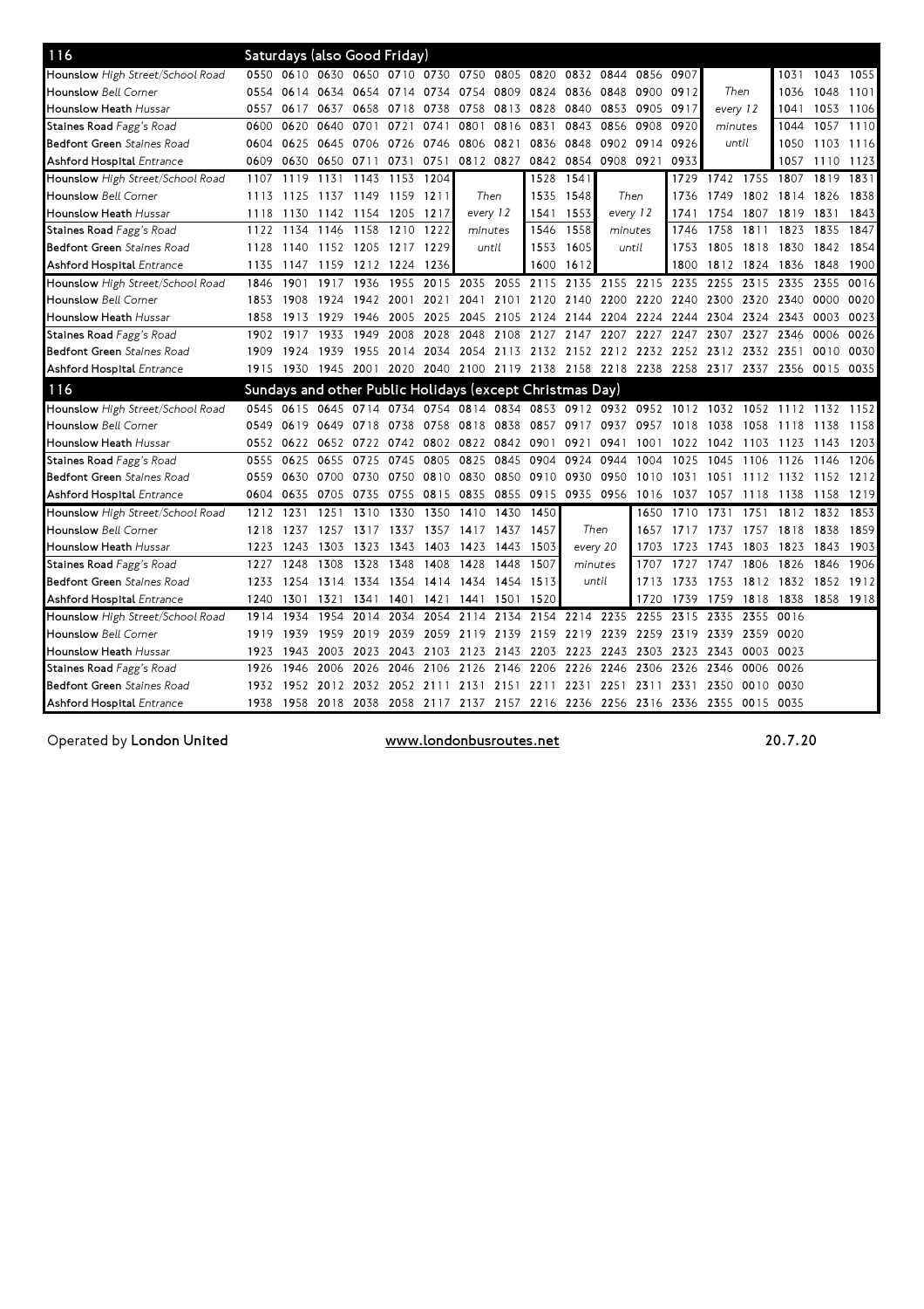## 116 Saturdays (also Good Friday)

| | | | | | | | | | | | | | | | | | | |
|---|---|---|---|---|---|---|---|---|---|---|---|---|---|---|---|---|---|---|
| **Hounslow** *High Street/School Road* | 0550 | 0610 | 0630 | 0650 | 0710 | 0730 | 0750 | 0805 | 0820 | 0832 | 0844 | 0856 | 0907 | | | 1031 | 1043 | 1055 |
| **Hounslow** *Bell Corner* | 0554 | 0614 | 0634 | 0654 | 0714 | 0734 | 0754 | 0809 | 0824 | 0836 | 0848 | 0900 | 0912 | Then | | 1036 | 1048 | 1101 |
| **Hounslow Heath** *Hussar* | 0557 | 0617 | 0637 | 0658 | 0718 | 0738 | 0758 | 0813 | 0828 | 0840 | 0853 | 0905 | 0917 | every 12 | | 1041 | 1053 | 1106 |
| **Staines Road** *Fagg's Road* | 0600 | 0620 | 0640 | 0701 | 0721 | 0741 | 0801 | 0816 | 0831 | 0843 | 0856 | 0908 | 0920 | minutes | | 1044 | 1057 | 1110 |
| **Bedfont Green** *Staines Road* | 0604 | 0625 | 0645 | 0706 | 0726 | 0746 | 0806 | 0821 | 0836 | 0848 | 0902 | 0914 | 0926 | until | | 1050 | 1103 | 1116 |
| **Ashford Hospital** *Entrance* | 0609 | 0630 | 0650 | 0711 | 0731 | 0751 | 0812 | 0827 | 0842 | 0854 | 0908 | 0921 | 0933 | | | 1057 | 1110 | 1123 |

| | | | | | | | | | | | | | | | | | | |
|---|---|---|---|---|---|---|---|---|---|---|---|---|---|---|---|---|---|---|
| **Hounslow** *High Street/School Road* | 1107 | 1119 | 1131 | 1143 | 1153 | 1204 | | | 1528 | 1541 | | | 1729 | 1742 | 1755 | 1807 | 1819 | 1831 |
| **Hounslow** *Bell Corner* | 1113 | 1125 | 1137 | 1149 | 1159 | 1211 | Then | | 1535 | 1548 | Then | | 1736 | 1749 | 1802 | 1814 | 1826 | 1838 |
| **Hounslow Heath** *Hussar* | 1118 | 1130 | 1142 | 1154 | 1205 | 1217 | every 12 | | 1541 | 1553 | every 12 | | 1741 | 1754 | 1807 | 1819 | 1831 | 1843 |
| **Staines Road** *Fagg's Road* | 1122 | 1134 | 1146 | 1158 | 1210 | 1222 | minutes | | 1546 | 1558 | minutes | | 1746 | 1758 | 1811 | 1823 | 1835 | 1847 |
| **Bedfont Green** *Staines Road* | 1128 | 1140 | 1152 | 1205 | 1217 | 1229 | until | | 1553 | 1605 | until | | 1753 | 1805 | 1818 | 1830 | 1842 | 1854 |
| **Ashford Hospital** *Entrance* | 1135 | 1147 | 1159 | 1212 | 1224 | 1236 | | | 1600 | 1612 | | | 1800 | 1812 | 1824 | 1836 | 1848 | 1900 |

| | | | | | | | | | | | | | | | | | | |
|---|---|---|---|---|---|---|---|---|---|---|---|---|---|---|---|---|---|---|
| **Hounslow** *High Street/School Road* | 1846 | 1901 | 1917 | 1936 | 1955 | 2015 | 2035 | 2055 | 2115 | 2135 | 2155 | 2215 | 2235 | 2255 | 2315 | 2335 | 2355 | 0016 |
| **Hounslow** *Bell Corner* | 1853 | 1908 | 1924 | 1942 | 2001 | 2021 | 2041 | 2101 | 2120 | 2140 | 2200 | 2220 | 2240 | 2300 | 2320 | 2340 | 0000 | 0020 |
| **Hounslow Heath** *Hussar* | 1858 | 1913 | 1929 | 1946 | 2005 | 2025 | 2045 | 2105 | 2124 | 2144 | 2204 | 2224 | 2244 | 2304 | 2324 | 2343 | 0003 | 0023 |
| **Staines Road** *Fagg's Road* | 1902 | 1917 | 1933 | 1949 | 2008 | 2028 | 2048 | 2108 | 2127 | 2147 | 2207 | 2227 | 2247 | 2307 | 2327 | 2346 | 0006 | 0026 |
| **Bedfont Green** *Staines Road* | 1909 | 1924 | 1939 | 1955 | 2014 | 2034 | 2054 | 2113 | 2132 | 2152 | 2212 | 2232 | 2252 | 2312 | 2332 | 2351 | 0010 | 0030 |
| **Ashford Hospital** *Entrance* | 1915 | 1930 | 1945 | 2001 | 2020 | 2040 | 2100 | 2119 | 2138 | 2158 | 2218 | 2238 | 2258 | 2317 | 2337 | 2356 | 0015 | 0035 |

## 116 Sundays and other Public Holidays (except Christmas Day)

| | | | | | | | | | | | | | | | | | | |
|---|---|---|---|---|---|---|---|---|---|---|---|---|---|---|---|---|---|---|
| **Hounslow** *High Street/School Road* | 0545 | 0615 | 0645 | 0714 | 0734 | 0754 | 0814 | 0834 | 0853 | 0912 | 0932 | 0952 | 1012 | 1032 | 1052 | 1112 | 1132 | 1152 |
| **Hounslow** *Bell Corner* | 0549 | 0619 | 0649 | 0718 | 0738 | 0758 | 0818 | 0838 | 0857 | 0917 | 0937 | 0957 | 1018 | 1038 | 1058 | 1118 | 1138 | 1158 |
| **Hounslow Heath** *Hussar* | 0552 | 0622 | 0652 | 0722 | 0742 | 0802 | 0822 | 0842 | 0901 | 0921 | 0941 | 1001 | 1022 | 1042 | 1103 | 1123 | 1143 | 1203 |
| **Staines Road** *Fagg's Road* | 0555 | 0625 | 0655 | 0725 | 0745 | 0805 | 0825 | 0845 | 0904 | 0924 | 0944 | 1004 | 1025 | 1045 | 1106 | 1126 | 1146 | 1206 |
| **Bedfont Green** *Staines Road* | 0559 | 0630 | 0700 | 0730 | 0750 | 0810 | 0830 | 0850 | 0910 | 0930 | 0950 | 1010 | 1031 | 1051 | 1112 | 1132 | 1152 | 1212 |
| **Ashford Hospital** *Entrance* | 0604 | 0635 | 0705 | 0735 | 0755 | 0815 | 0835 | 0855 | 0915 | 0935 | 0956 | 1016 | 1037 | 1057 | 1118 | 1138 | 1158 | 1219 |

| | | | | | | | | | | | | | | | | | | |
|---|---|---|---|---|---|---|---|---|---|---|---|---|---|---|---|---|---|---|
| **Hounslow** *High Street/School Road* | 1212 | 1231 | 1251 | 1310 | 1330 | 1350 | 1410 | 1430 | 1450 | | | 1650 | 1710 | 1731 | 1751 | 1812 | 1832 | 1853 |
| **Hounslow** *Bell Corner* | 1218 | 1237 | 1257 | 1317 | 1337 | 1357 | 1417 | 1437 | 1457 | Then | | 1657 | 1717 | 1737 | 1757 | 1818 | 1838 | 1859 |
| **Hounslow Heath** *Hussar* | 1223 | 1243 | 1303 | 1323 | 1343 | 1403 | 1423 | 1443 | 1503 | every 20 | | 1703 | 1723 | 1743 | 1803 | 1823 | 1843 | 1903 |
| **Staines Road** *Fagg's Road* | 1227 | 1248 | 1308 | 1328 | 1348 | 1408 | 1428 | 1448 | 1507 | minutes | | 1707 | 1727 | 1747 | 1806 | 1826 | 1846 | 1906 |
| **Bedfont Green** *Staines Road* | 1233 | 1254 | 1314 | 1334 | 1354 | 1414 | 1434 | 1454 | 1513 | until | | 1713 | 1733 | 1753 | 1812 | 1832 | 1852 | 1912 |
| **Ashford Hospital** *Entrance* | 1240 | 1301 | 1321 | 1341 | 1401 | 1421 | 1441 | 1501 | 1520 | | | 1720 | 1739 | 1759 | 1818 | 1838 | 1858 | 1918 |

| | | | | | | | | | | | | | | | | |
|---|---|---|---|---|---|---|---|---|---|---|---|---|---|---|---|---|
| **Hounslow** *High Street/School Road* | 1914 | 1934 | 1954 | 2014 | 2034 | 2054 | 2114 | 2134 | 2154 | 2214 | 2235 | 2255 | 2315 | 2335 | 2355 | 0016 |
| **Hounslow** *Bell Corner* | 1919 | 1939 | 1959 | 2019 | 2039 | 2059 | 2119 | 2139 | 2159 | 2219 | 2239 | 2259 | 2319 | 2339 | 2359 | 0020 |
| **Hounslow Heath** *Hussar* | 1923 | 1943 | 2003 | 2023 | 2043 | 2103 | 2123 | 2143 | 2203 | 2223 | 2243 | 2303 | 2323 | 2343 | 0003 | 0023 |
| **Staines Road** *Fagg's Road* | 1926 | 1946 | 2006 | 2026 | 2046 | 2106 | 2126 | 2146 | 2206 | 2226 | 2246 | 2306 | 2326 | 2346 | 0006 | 0026 |
| **Bedfont Green** *Staines Road* | 1932 | 1952 | 2012 | 2032 | 2052 | 2111 | 2131 | 2151 | 2211 | 2231 | 2251 | 2311 | 2331 | 2350 | 0010 | 0030 |
| **Ashford Hospital** *Entrance* | 1938 | 1958 | 2018 | 2038 | 2058 | 2117 | 2137 | 2157 | 2216 | 2236 | 2256 | 2316 | 2336 | 2355 | 0015 | 0035 |

Operated by **London United** www.londonbusroutes.net 20.7.20